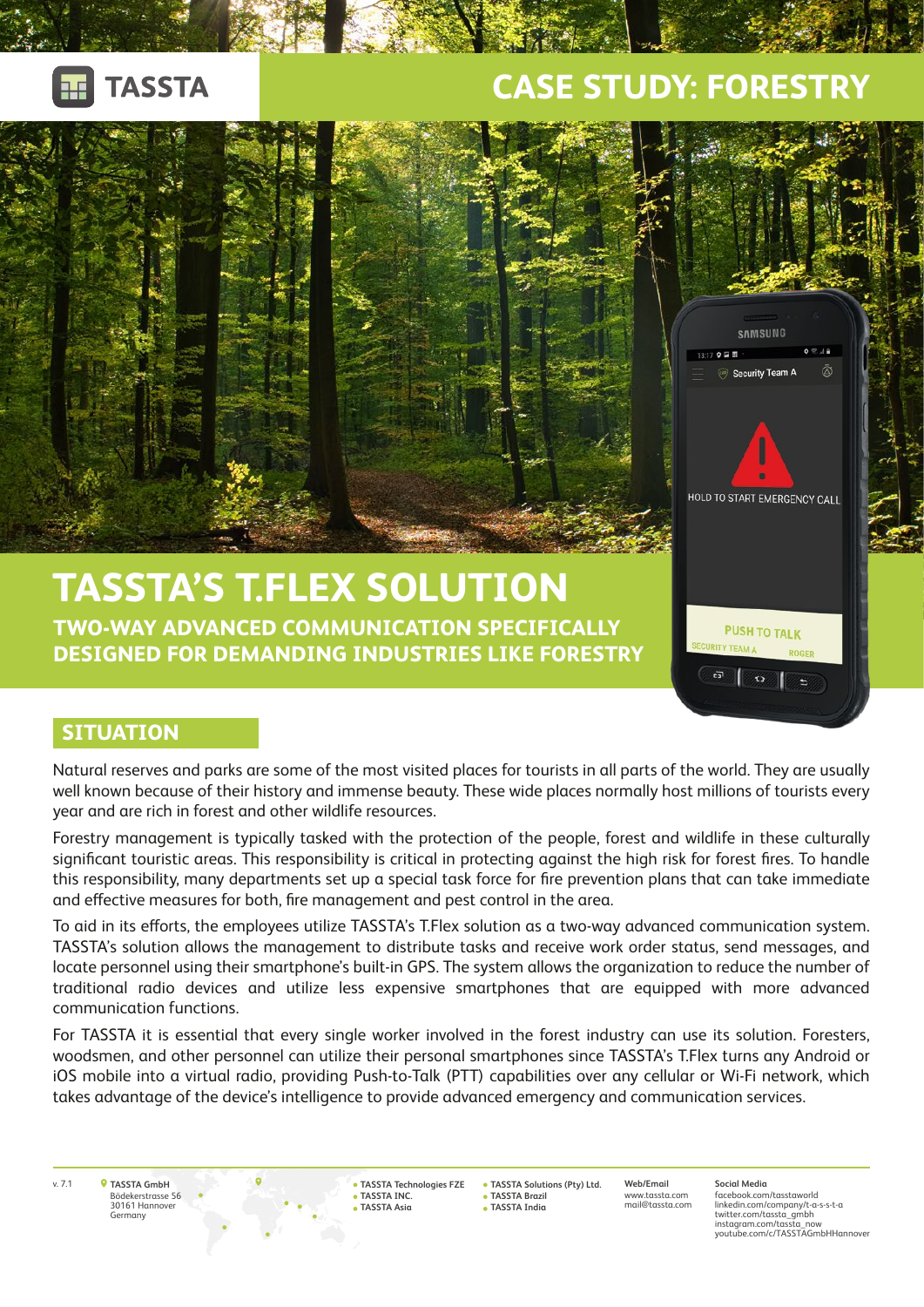TASSTA

# CASE STUDY: FORESTRY

# TASSTA'S T.FLEX SOLUTION

**TWO-WAY ADVANCED COMMUNICATION SPECIFICALLY DESIGNED FOR DEMANDING INDUSTRIES LIKE FORESTRY**

## SITUATION

Natural reserves and parks are some of the most visited places for tourists in all parts of the world. They are usually well known because of their history and immense beauty. These wide places normally host millions of tourists every year and are rich in forest and other wildlife resources.

Forestry management is typically tasked with the protection of the people, forest and wildlife in these culturally significant touristic areas. This responsibility is critical in protecting against the high risk for forest fires. To handle this responsibility, many departments set up a special task force for fire prevention plans that can take immediate and effective measures for both, fire management and pest control in the area.

To aid in its efforts, the employees utilize TASSTA's T.Flex solution as a two-way advanced communication system. TASSTA's solution allows the management to distribute tasks and receive work order status, send messages, and locate personnel using their smartphone's built-in GPS. The system allows the organization to reduce the number of traditional radio devices and utilize less expensive smartphones that are equipped with more advanced communication functions.

For TASSTA it is essential that every single worker involved in the forest industry can use its solution. Foresters, woodsmen, and other personnel can utilize their personal smartphones since TASSTA's T.Flex turns any Android or iOS mobile into a virtual radio, providing Push-to-Talk (PTT) capabilities over any cellular or Wi-Fi network, which takes advantage of the device's intelligence to provide advanced emergency and communication services.

v. 7.1

**TASSTA GmbH**
Bödekerstrasse 56
30161 Hannover
Germany

- TASSTA Technologies FZE
- TASSTA INC.
- TASSTA Asia
- TASSTA Solutions (Pty) Ltd.
- TASSTA Brazil
- TASSTA India

**Web/Email**
www.tassta.com
mail@tassta.com

**Social Media**
facebook.com/tasstaworld
linkedin.com/company/t-a-s-s-t-a
twitter.com/tassta_gmbh
instagram.com/tassta_now
youtube.com/c/TASSTAGmbHHannover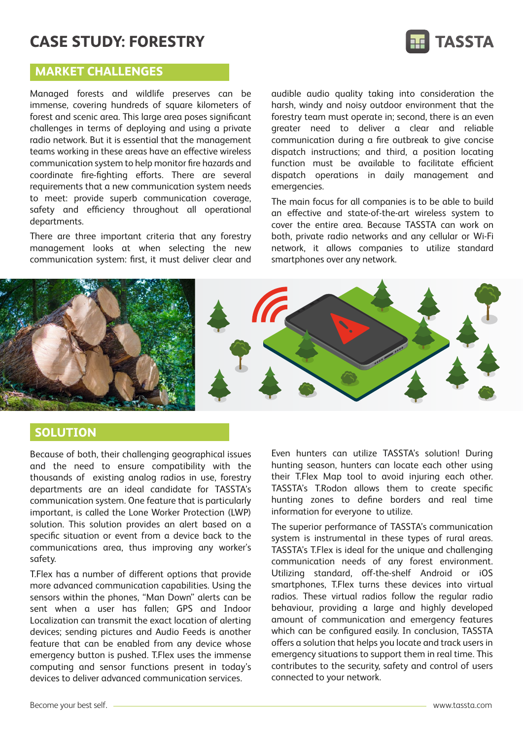# CASE STUDY: FORESTRY

## MARKET CHALLENGES

Managed forests and wildlife preserves can be immense, covering hundreds of square kilometers of forest and scenic area. This large area poses significant challenges in terms of deploying and using a private radio network. But it is essential that the management teams working in these areas have an effective wireless communication system to help monitor fire hazards and coordinate fire-fighting efforts. There are several requirements that a new communication system needs to meet: provide superb communication coverage, safety and efficiency throughout all operational departments.

There are three important criteria that any forestry management looks at when selecting the new communication system: first, it must deliver clear and audible audio quality taking into consideration the harsh, windy and noisy outdoor environment that the forestry team must operate in; second, there is an even greater need to deliver a clear and reliable communication during a fire outbreak to give concise dispatch instructions; and third, a position locating function must be available to facilitate efficient dispatch operations in daily management and emergencies.

The main focus for all companies is to be able to build an effective and state-of-the-art wireless system to cover the entire area. Because TASSTA can work on both, private radio networks and any cellular or Wi-Fi network, it allows companies to utilize standard smartphones over any network.

## SOLUTION

Because of both, their challenging geographical issues and the need to ensure compatibility with the thousands of existing analog radios in use, forestry departments are an ideal candidate for TASSTA's communication system. One feature that is particularly important, is called the Lone Worker Protection (LWP) solution. This solution provides an alert based on a specific situation or event from a device back to the communications area, thus improving any worker's safety.

T.Flex has a number of different options that provide more advanced communication capabilities. Using the sensors within the phones, "Man Down" alerts can be sent when a user has fallen; GPS and Indoor Localization can transmit the exact location of alerting devices; sending pictures and Audio Feeds is another feature that can be enabled from any device whose emergency button is pushed. T.Flex uses the immense computing and sensor functions present in today's devices to deliver advanced communication services.

Even hunters can utilize TASSTA's solution! During hunting season, hunters can locate each other using their T.Flex Map tool to avoid injuring each other. TASSTA's T.Rodon allows them to create specific hunting zones to define borders and real time information for everyone to utilize.

The superior performance of TASSTA's communication system is instrumental in these types of rural areas. TASSTA's T.Flex is ideal for the unique and challenging communication needs of any forest environment. Utilizing standard, off-the-shelf Android or iOS smartphones, T.Flex turns these devices into virtual radios. These virtual radios follow the regular radio behaviour, providing a large and highly developed amount of communication and emergency features which can be configured easily. In conclusion, TASSTA offers a solution that helps you locate and track users in emergency situations to support them in real time. This contributes to the security, safety and control of users connected to your network.